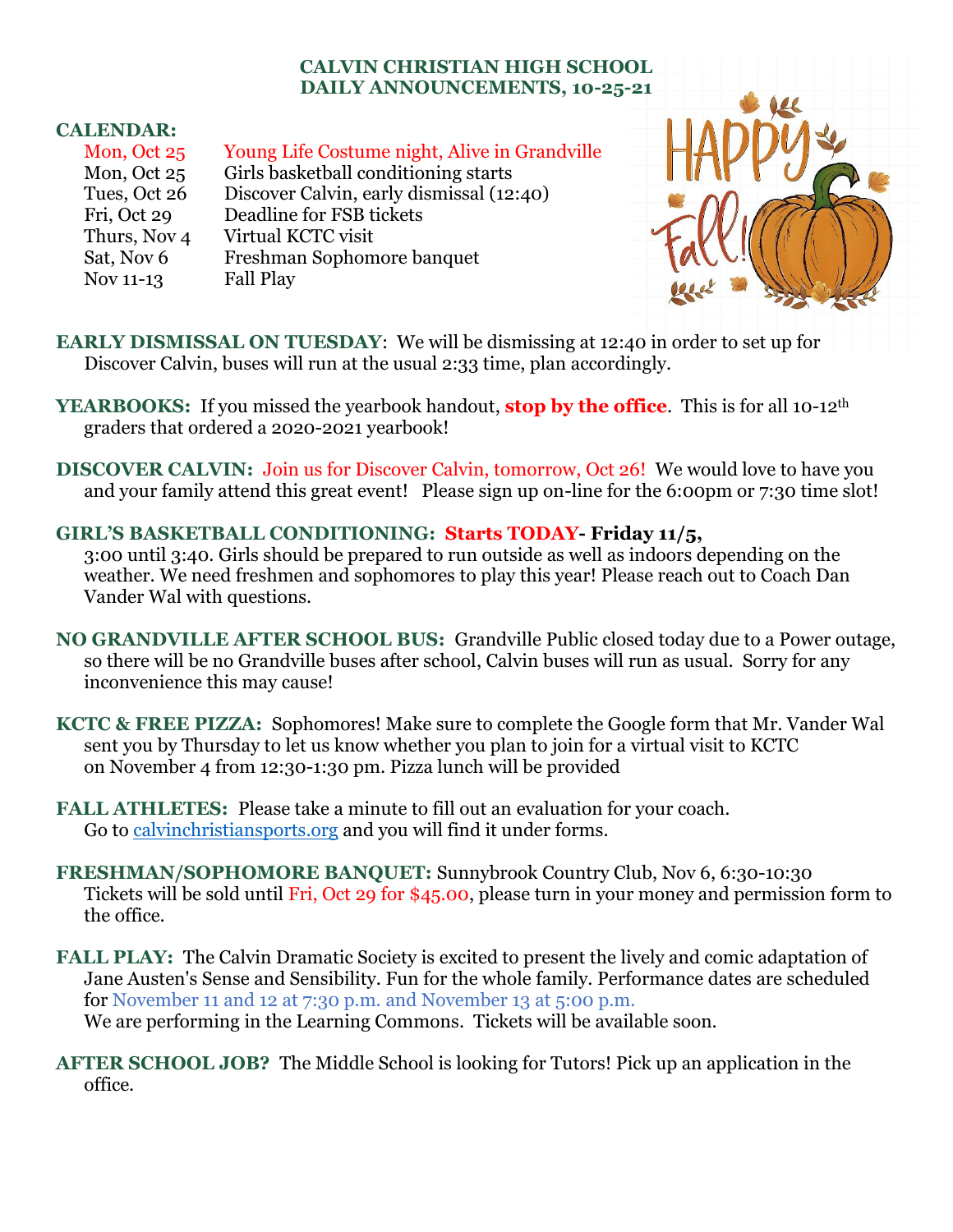# CALVIN CHRISTIAN HIGH SCHOOL
## DAILY ANNOUNCEMENTS, 10-25-21

**CALENDAR:**

| | |
|---|---|
| Mon, Oct 25 | Young Life Costume night, Alive in Grandville |
| Mon, Oct 25 | Girls basketball conditioning starts |
| Tues, Oct 26 | Discover Calvin, early dismissal (12:40) |
| Fri, Oct 29 | Deadline for FSB tickets |
| Thurs, Nov 4 | Virtual KCTC visit |
| Sat, Nov 6 | Freshman Sophomore banquet |
| Nov 11-13 | Fall Play |

**EARLY DISMISSAL ON TUESDAY**: We will be dismissing at 12:40 in order to set up for Discover Calvin, buses will run at the usual 2:33 time, plan accordingly.

**YEARBOOKS:** If you missed the yearbook handout, **stop by the office**. This is for all 10-12th graders that ordered a 2020-2021 yearbook!

**DISCOVER CALVIN:** Join us for Discover Calvin, tomorrow, Oct 26! We would love to have you and your family attend this great event! Please sign up on-line for the 6:00pm or 7:30 time slot!

**GIRL'S BASKETBALL CONDITIONING: Starts TODAY- Friday 11/5,** 3:00 until 3:40. Girls should be prepared to run outside as well as indoors depending on the weather. We need freshmen and sophomores to play this year! Please reach out to Coach Dan Vander Wal with questions.

**NO GRANDVILLE AFTER SCHOOL BUS:** Grandville Public closed today due to a Power outage, so there will be no Grandville buses after school, Calvin buses will run as usual. Sorry for any inconvenience this may cause!

**KCTC & FREE PIZZA:** Sophomores! Make sure to complete the Google form that Mr. Vander Wal sent you by Thursday to let us know whether you plan to join for a virtual visit to KCTC on November 4 from 12:30-1:30 pm. Pizza lunch will be provided

**FALL ATHLETES:** Please take a minute to fill out an evaluation for your coach. Go to calvinchristiansports.org and you will find it under forms.

**FRESHMAN/SOPHOMORE BANQUET:** Sunnybrook Country Club, Nov 6, 6:30-10:30 Tickets will be sold until Fri, Oct 29 for $45.00, please turn in your money and permission form to the office.

**FALL PLAY:** The Calvin Dramatic Society is excited to present the lively and comic adaptation of Jane Austen's Sense and Sensibility. Fun for the whole family. Performance dates are scheduled for November 11 and 12 at 7:30 p.m. and November 13 at 5:00 p.m.
We are performing in the Learning Commons. Tickets will be available soon.

**AFTER SCHOOL JOB?** The Middle School is looking for Tutors! Pick up an application in the office.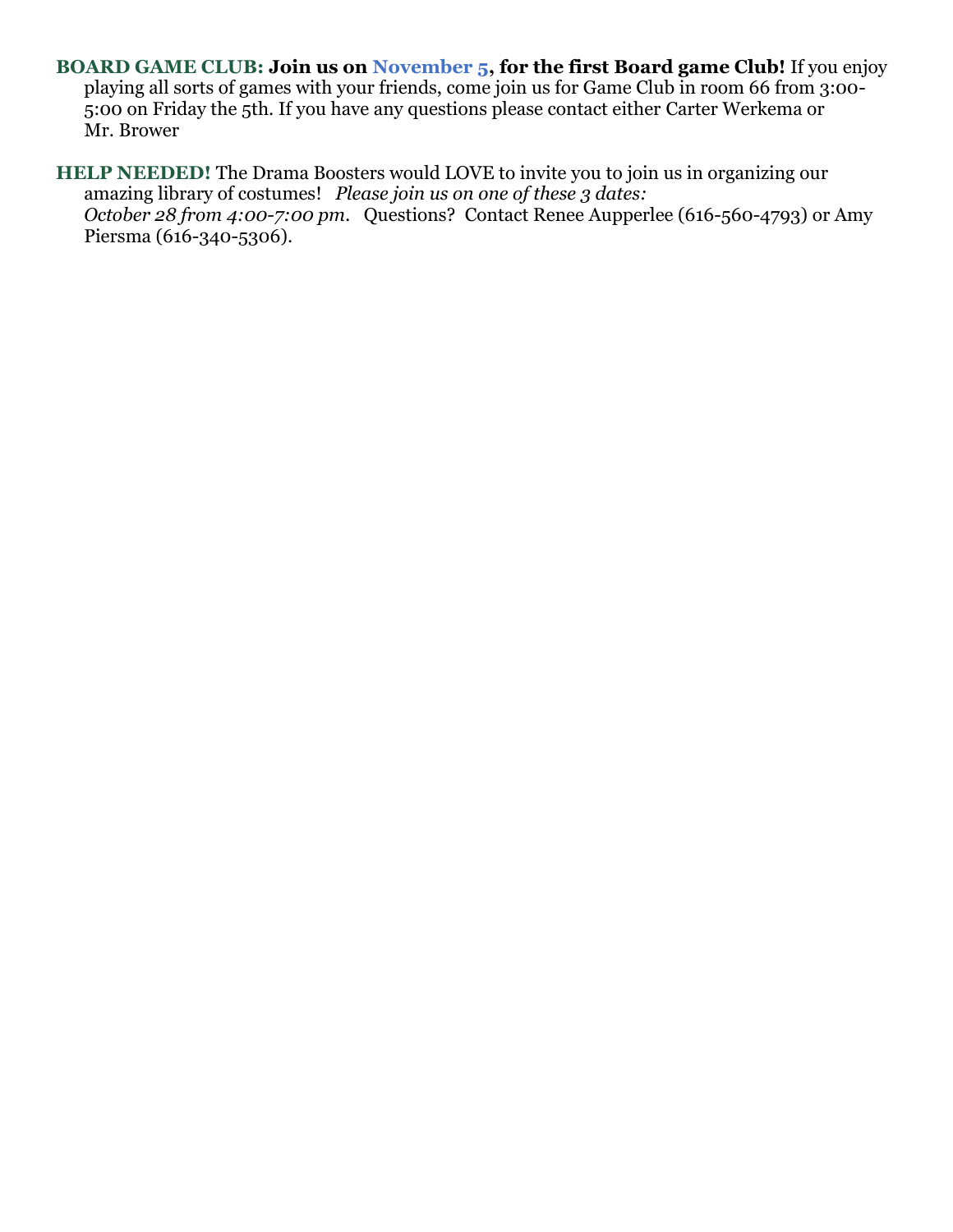**BOARD GAME CLUB: Join us on November 5, for the first Board game Club!** If you enjoy playing all sorts of games with your friends, come join us for Game Club in room 66 from 3:00-5:00 on Friday the 5th. If you have any questions please contact either Carter Werkema or Mr. Brower

**HELP NEEDED!** The Drama Boosters would LOVE to invite you to join us in organizing our amazing library of costumes! *Please join us on one of these 3 dates: October 28 from 4:00-7:00 pm*. Questions? Contact Renee Aupperlee (616-560-4793) or Amy Piersma (616-340-5306).